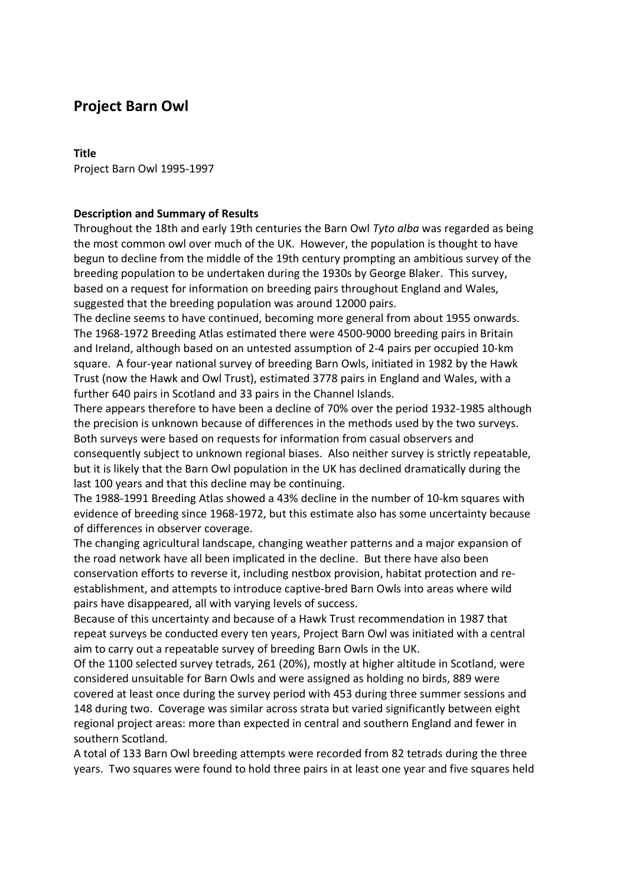# Project Barn Owl

**Title**

Project Barn Owl 1995-1997

**Description and Summary of Results**

Throughout the 18th and early 19th centuries the Barn Owl *Tyto alba* was regarded as being the most common owl over much of the UK. However, the population is thought to have begun to decline from the middle of the 19th century prompting an ambitious survey of the breeding population to be undertaken during the 1930s by George Blaker. This survey, based on a request for information on breeding pairs throughout England and Wales, suggested that the breeding population was around 12000 pairs.

The decline seems to have continued, becoming more general from about 1955 onwards. The 1968-1972 Breeding Atlas estimated there were 4500-9000 breeding pairs in Britain and Ireland, although based on an untested assumption of 2-4 pairs per occupied 10-km square. A four-year national survey of breeding Barn Owls, initiated in 1982 by the Hawk Trust (now the Hawk and Owl Trust), estimated 3778 pairs in England and Wales, with a further 640 pairs in Scotland and 33 pairs in the Channel Islands.

There appears therefore to have been a decline of 70% over the period 1932-1985 although the precision is unknown because of differences in the methods used by the two surveys. Both surveys were based on requests for information from casual observers and consequently subject to unknown regional biases. Also neither survey is strictly repeatable, but it is likely that the Barn Owl population in the UK has declined dramatically during the last 100 years and that this decline may be continuing.

The 1988-1991 Breeding Atlas showed a 43% decline in the number of 10-km squares with evidence of breeding since 1968-1972, but this estimate also has some uncertainty because of differences in observer coverage.

The changing agricultural landscape, changing weather patterns and a major expansion of the road network have all been implicated in the decline. But there have also been conservation efforts to reverse it, including nestbox provision, habitat protection and re-establishment, and attempts to introduce captive-bred Barn Owls into areas where wild pairs have disappeared, all with varying levels of success.

Because of this uncertainty and because of a Hawk Trust recommendation in 1987 that repeat surveys be conducted every ten years, Project Barn Owl was initiated with a central aim to carry out a repeatable survey of breeding Barn Owls in the UK.

Of the 1100 selected survey tetrads, 261 (20%), mostly at higher altitude in Scotland, were considered unsuitable for Barn Owls and were assigned as holding no birds, 889 were covered at least once during the survey period with 453 during three summer sessions and 148 during two. Coverage was similar across strata but varied significantly between eight regional project areas: more than expected in central and southern England and fewer in southern Scotland.

A total of 133 Barn Owl breeding attempts were recorded from 82 tetrads during the three years. Two squares were found to hold three pairs in at least one year and five squares held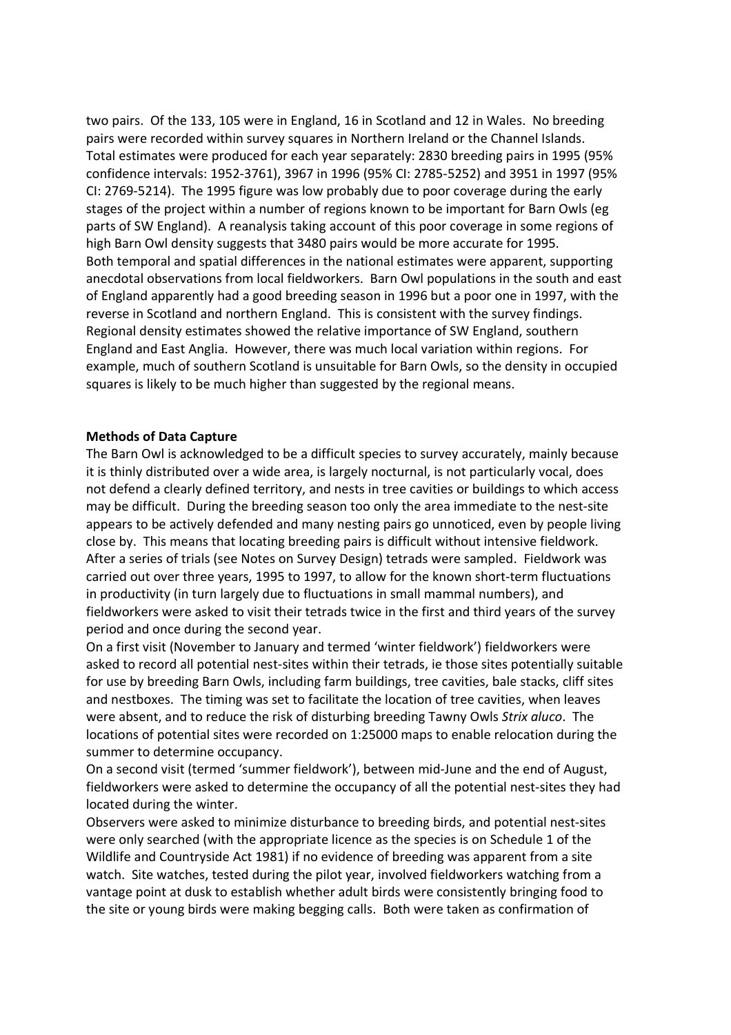two pairs. Of the 133, 105 were in England, 16 in Scotland and 12 in Wales. No breeding pairs were recorded within survey squares in Northern Ireland or the Channel Islands. Total estimates were produced for each year separately: 2830 breeding pairs in 1995 (95% confidence intervals: 1952-3761), 3967 in 1996 (95% CI: 2785-5252) and 3951 in 1997 (95% CI: 2769-5214). The 1995 figure was low probably due to poor coverage during the early stages of the project within a number of regions known to be important for Barn Owls (eg parts of SW England). A reanalysis taking account of this poor coverage in some regions of high Barn Owl density suggests that 3480 pairs would be more accurate for 1995.

Both temporal and spatial differences in the national estimates were apparent, supporting anecdotal observations from local fieldworkers. Barn Owl populations in the south and east of England apparently had a good breeding season in 1996 but a poor one in 1997, with the reverse in Scotland and northern England. This is consistent with the survey findings. Regional density estimates showed the relative importance of SW England, southern England and East Anglia. However, there was much local variation within regions. For example, much of southern Scotland is unsuitable for Barn Owls, so the density in occupied squares is likely to be much higher than suggested by the regional means.

**Methods of Data Capture**

The Barn Owl is acknowledged to be a difficult species to survey accurately, mainly because it is thinly distributed over a wide area, is largely nocturnal, is not particularly vocal, does not defend a clearly defined territory, and nests in tree cavities or buildings to which access may be difficult. During the breeding season too only the area immediate to the nest-site appears to be actively defended and many nesting pairs go unnoticed, even by people living close by. This means that locating breeding pairs is difficult without intensive fieldwork.

After a series of trials (see Notes on Survey Design) tetrads were sampled. Fieldwork was carried out over three years, 1995 to 1997, to allow for the known short-term fluctuations in productivity (in turn largely due to fluctuations in small mammal numbers), and fieldworkers were asked to visit their tetrads twice in the first and third years of the survey period and once during the second year.

On a first visit (November to January and termed 'winter fieldwork') fieldworkers were asked to record all potential nest-sites within their tetrads, ie those sites potentially suitable for use by breeding Barn Owls, including farm buildings, tree cavities, bale stacks, cliff sites and nestboxes. The timing was set to facilitate the location of tree cavities, when leaves were absent, and to reduce the risk of disturbing breeding Tawny Owls *Strix aluco*. The locations of potential sites were recorded on 1:25000 maps to enable relocation during the summer to determine occupancy.

On a second visit (termed 'summer fieldwork'), between mid-June and the end of August, fieldworkers were asked to determine the occupancy of all the potential nest-sites they had located during the winter.

Observers were asked to minimize disturbance to breeding birds, and potential nest-sites were only searched (with the appropriate licence as the species is on Schedule 1 of the Wildlife and Countryside Act 1981) if no evidence of breeding was apparent from a site watch. Site watches, tested during the pilot year, involved fieldworkers watching from a vantage point at dusk to establish whether adult birds were consistently bringing food to the site or young birds were making begging calls. Both were taken as confirmation of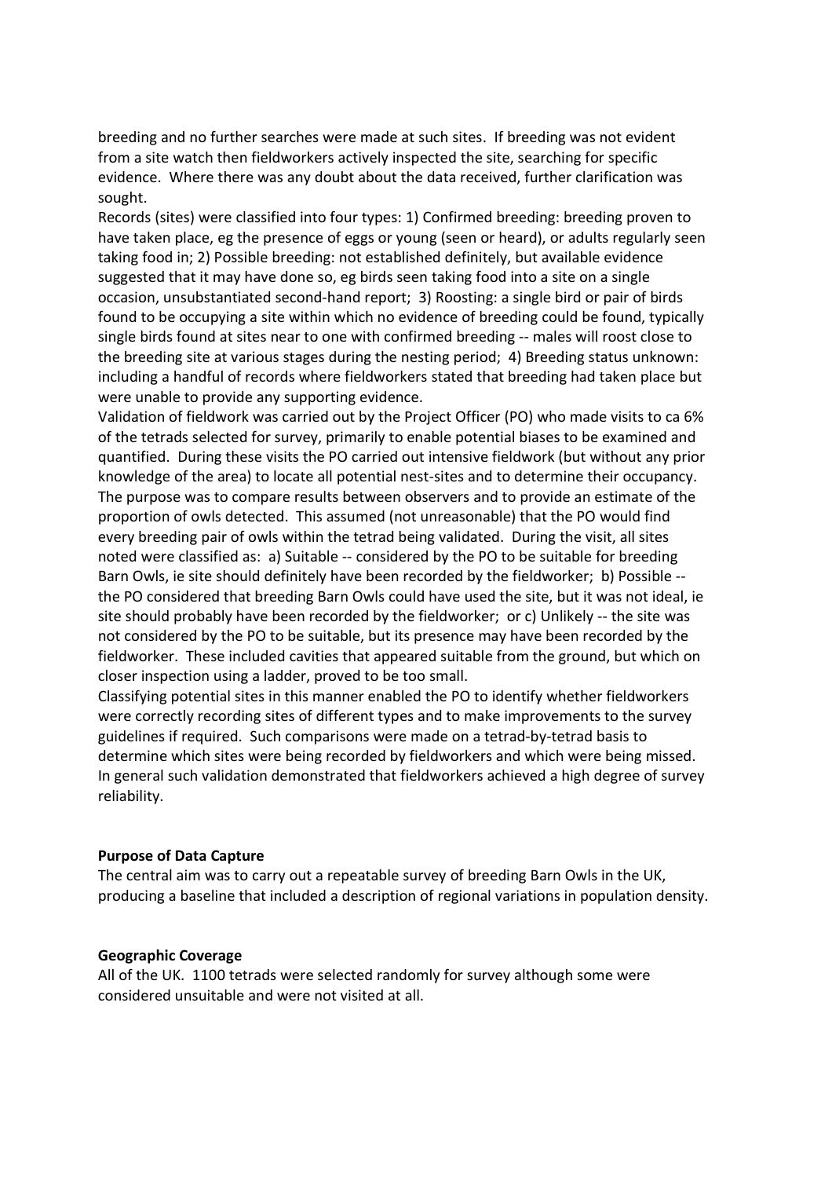breeding and no further searches were made at such sites. If breeding was not evident from a site watch then fieldworkers actively inspected the site, searching for specific evidence. Where there was any doubt about the data received, further clarification was sought.

Records (sites) were classified into four types: 1) Confirmed breeding: breeding proven to have taken place, eg the presence of eggs or young (seen or heard), or adults regularly seen taking food in; 2) Possible breeding: not established definitely, but available evidence suggested that it may have done so, eg birds seen taking food into a site on a single occasion, unsubstantiated second-hand report; 3) Roosting: a single bird or pair of birds found to be occupying a site within which no evidence of breeding could be found, typically single birds found at sites near to one with confirmed breeding -- males will roost close to the breeding site at various stages during the nesting period; 4) Breeding status unknown: including a handful of records where fieldworkers stated that breeding had taken place but were unable to provide any supporting evidence.

Validation of fieldwork was carried out by the Project Officer (PO) who made visits to ca 6% of the tetrads selected for survey, primarily to enable potential biases to be examined and quantified. During these visits the PO carried out intensive fieldwork (but without any prior knowledge of the area) to locate all potential nest-sites and to determine their occupancy. The purpose was to compare results between observers and to provide an estimate of the proportion of owls detected. This assumed (not unreasonable) that the PO would find every breeding pair of owls within the tetrad being validated. During the visit, all sites noted were classified as: a) Suitable -- considered by the PO to be suitable for breeding Barn Owls, ie site should definitely have been recorded by the fieldworker; b) Possible -- the PO considered that breeding Barn Owls could have used the site, but it was not ideal, ie site should probably have been recorded by the fieldworker; or c) Unlikely -- the site was not considered by the PO to be suitable, but its presence may have been recorded by the fieldworker. These included cavities that appeared suitable from the ground, but which on closer inspection using a ladder, proved to be too small.

Classifying potential sites in this manner enabled the PO to identify whether fieldworkers were correctly recording sites of different types and to make improvements to the survey guidelines if required. Such comparisons were made on a tetrad-by-tetrad basis to determine which sites were being recorded by fieldworkers and which were being missed. In general such validation demonstrated that fieldworkers achieved a high degree of survey reliability.

**Purpose of Data Capture**

The central aim was to carry out a repeatable survey of breeding Barn Owls in the UK, producing a baseline that included a description of regional variations in population density.

**Geographic Coverage**

All of the UK. 1100 tetrads were selected randomly for survey although some were considered unsuitable and were not visited at all.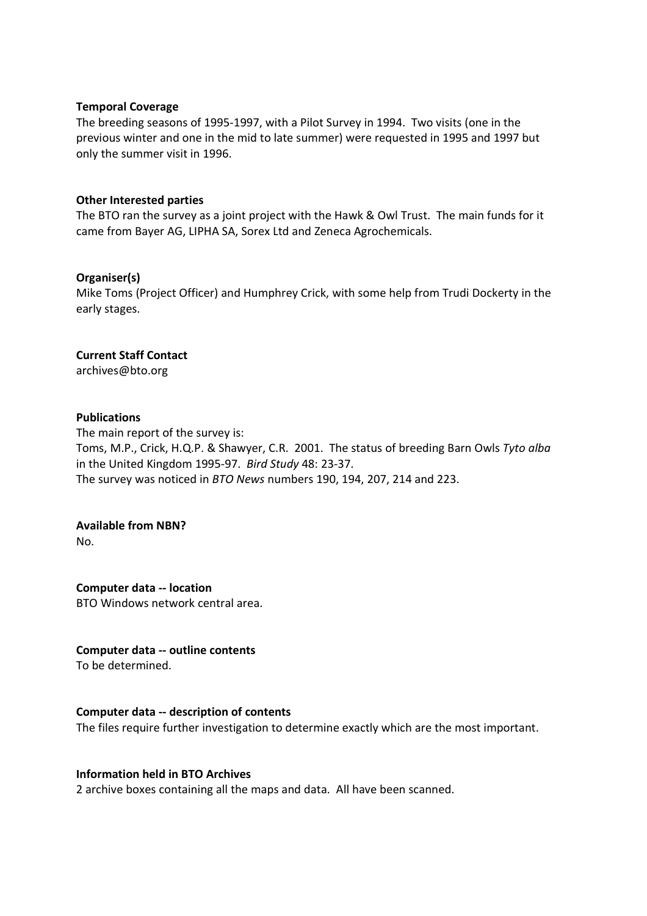**Temporal Coverage**

The breeding seasons of 1995-1997, with a Pilot Survey in 1994. Two visits (one in the previous winter and one in the mid to late summer) were requested in 1995 and 1997 but only the summer visit in 1996.

**Other Interested parties**

The BTO ran the survey as a joint project with the Hawk & Owl Trust. The main funds for it came from Bayer AG, LIPHA SA, Sorex Ltd and Zeneca Agrochemicals.

**Organiser(s)**

Mike Toms (Project Officer) and Humphrey Crick, with some help from Trudi Dockerty in the early stages.

**Current Staff Contact**

archives@bto.org

**Publications**

The main report of the survey is:
Toms, M.P., Crick, H.Q.P. & Shawyer, C.R. 2001. The status of breeding Barn Owls *Tyto alba* in the United Kingdom 1995-97. *Bird Study* 48: 23-37.
The survey was noticed in *BTO News* numbers 190, 194, 207, 214 and 223.

**Available from NBN?**

No.

**Computer data -- location**

BTO Windows network central area.

**Computer data -- outline contents**

To be determined.

**Computer data -- description of contents**

The files require further investigation to determine exactly which are the most important.

**Information held in BTO Archives**

2 archive boxes containing all the maps and data. All have been scanned.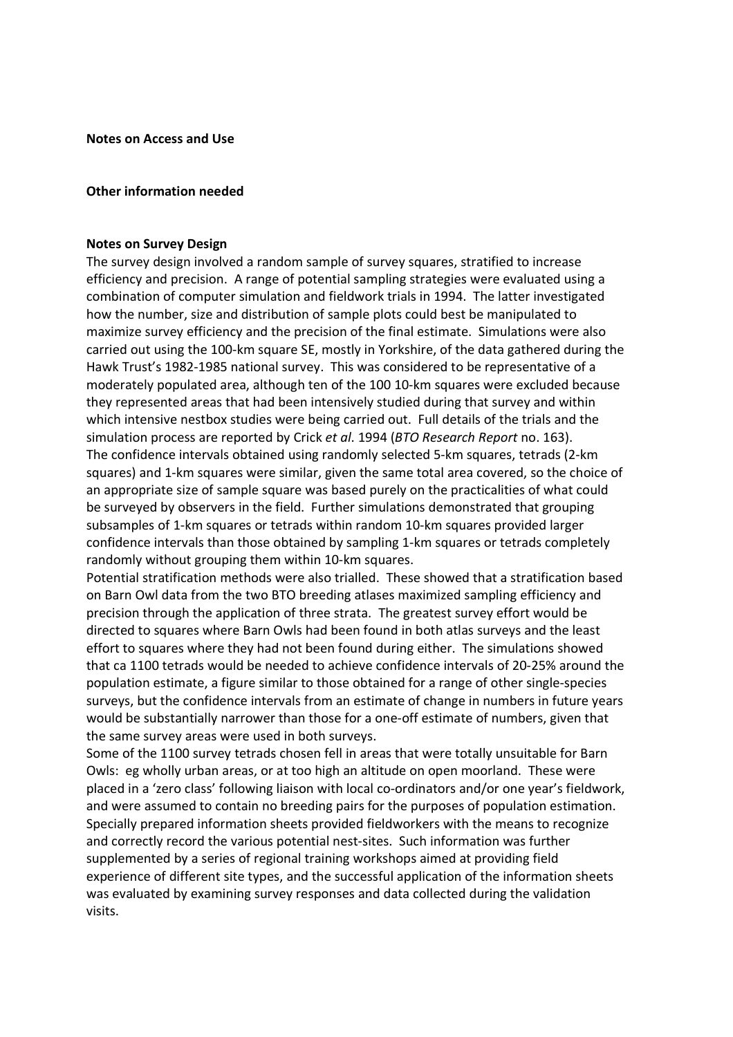**Notes on Access and Use**

**Other information needed**

**Notes on Survey Design**

The survey design involved a random sample of survey squares, stratified to increase efficiency and precision. A range of potential sampling strategies were evaluated using a combination of computer simulation and fieldwork trials in 1994. The latter investigated how the number, size and distribution of sample plots could best be manipulated to maximize survey efficiency and the precision of the final estimate. Simulations were also carried out using the 100-km square SE, mostly in Yorkshire, of the data gathered during the Hawk Trust's 1982-1985 national survey. This was considered to be representative of a moderately populated area, although ten of the 100 10-km squares were excluded because they represented areas that had been intensively studied during that survey and within which intensive nestbox studies were being carried out. Full details of the trials and the simulation process are reported by Crick *et al*. 1994 (*BTO Research Report* no. 163).

The confidence intervals obtained using randomly selected 5-km squares, tetrads (2-km squares) and 1-km squares were similar, given the same total area covered, so the choice of an appropriate size of sample square was based purely on the practicalities of what could be surveyed by observers in the field. Further simulations demonstrated that grouping subsamples of 1-km squares or tetrads within random 10-km squares provided larger confidence intervals than those obtained by sampling 1-km squares or tetrads completely randomly without grouping them within 10-km squares.

Potential stratification methods were also trialled. These showed that a stratification based on Barn Owl data from the two BTO breeding atlases maximized sampling efficiency and precision through the application of three strata. The greatest survey effort would be directed to squares where Barn Owls had been found in both atlas surveys and the least effort to squares where they had not been found during either. The simulations showed that ca 1100 tetrads would be needed to achieve confidence intervals of 20-25% around the population estimate, a figure similar to those obtained for a range of other single-species surveys, but the confidence intervals from an estimate of change in numbers in future years would be substantially narrower than those for a one-off estimate of numbers, given that the same survey areas were used in both surveys.

Some of the 1100 survey tetrads chosen fell in areas that were totally unsuitable for Barn Owls: eg wholly urban areas, or at too high an altitude on open moorland. These were placed in a 'zero class' following liaison with local co-ordinators and/or one year's fieldwork, and were assumed to contain no breeding pairs for the purposes of population estimation. Specially prepared information sheets provided fieldworkers with the means to recognize and correctly record the various potential nest-sites. Such information was further supplemented by a series of regional training workshops aimed at providing field experience of different site types, and the successful application of the information sheets was evaluated by examining survey responses and data collected during the validation visits.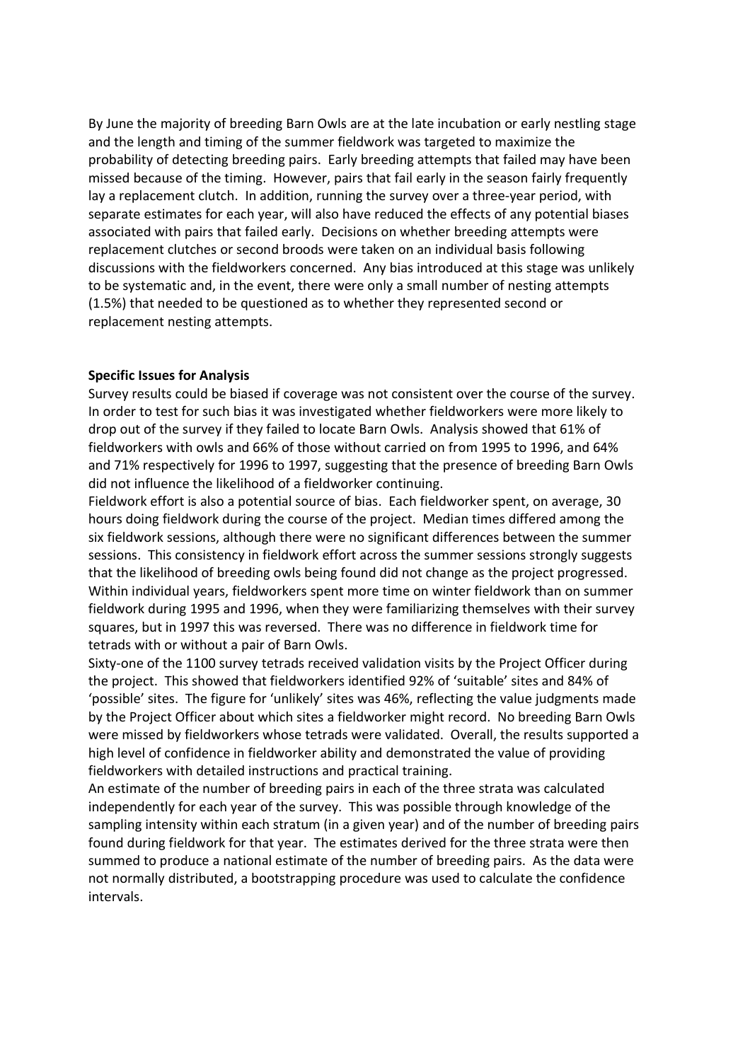By June the majority of breeding Barn Owls are at the late incubation or early nestling stage and the length and timing of the summer fieldwork was targeted to maximize the probability of detecting breeding pairs. Early breeding attempts that failed may have been missed because of the timing. However, pairs that fail early in the season fairly frequently lay a replacement clutch. In addition, running the survey over a three-year period, with separate estimates for each year, will also have reduced the effects of any potential biases associated with pairs that failed early. Decisions on whether breeding attempts were replacement clutches or second broods were taken on an individual basis following discussions with the fieldworkers concerned. Any bias introduced at this stage was unlikely to be systematic and, in the event, there were only a small number of nesting attempts (1.5%) that needed to be questioned as to whether they represented second or replacement nesting attempts.

**Specific Issues for Analysis**

Survey results could be biased if coverage was not consistent over the course of the survey. In order to test for such bias it was investigated whether fieldworkers were more likely to drop out of the survey if they failed to locate Barn Owls. Analysis showed that 61% of fieldworkers with owls and 66% of those without carried on from 1995 to 1996, and 64% and 71% respectively for 1996 to 1997, suggesting that the presence of breeding Barn Owls did not influence the likelihood of a fieldworker continuing.

Fieldwork effort is also a potential source of bias. Each fieldworker spent, on average, 30 hours doing fieldwork during the course of the project. Median times differed among the six fieldwork sessions, although there were no significant differences between the summer sessions. This consistency in fieldwork effort across the summer sessions strongly suggests that the likelihood of breeding owls being found did not change as the project progressed. Within individual years, fieldworkers spent more time on winter fieldwork than on summer fieldwork during 1995 and 1996, when they were familiarizing themselves with their survey squares, but in 1997 this was reversed. There was no difference in fieldwork time for tetrads with or without a pair of Barn Owls.

Sixty-one of the 1100 survey tetrads received validation visits by the Project Officer during the project. This showed that fieldworkers identified 92% of 'suitable' sites and 84% of 'possible' sites. The figure for 'unlikely' sites was 46%, reflecting the value judgments made by the Project Officer about which sites a fieldworker might record. No breeding Barn Owls were missed by fieldworkers whose tetrads were validated. Overall, the results supported a high level of confidence in fieldworker ability and demonstrated the value of providing fieldworkers with detailed instructions and practical training.

An estimate of the number of breeding pairs in each of the three strata was calculated independently for each year of the survey. This was possible through knowledge of the sampling intensity within each stratum (in a given year) and of the number of breeding pairs found during fieldwork for that year. The estimates derived for the three strata were then summed to produce a national estimate of the number of breeding pairs. As the data were not normally distributed, a bootstrapping procedure was used to calculate the confidence intervals.